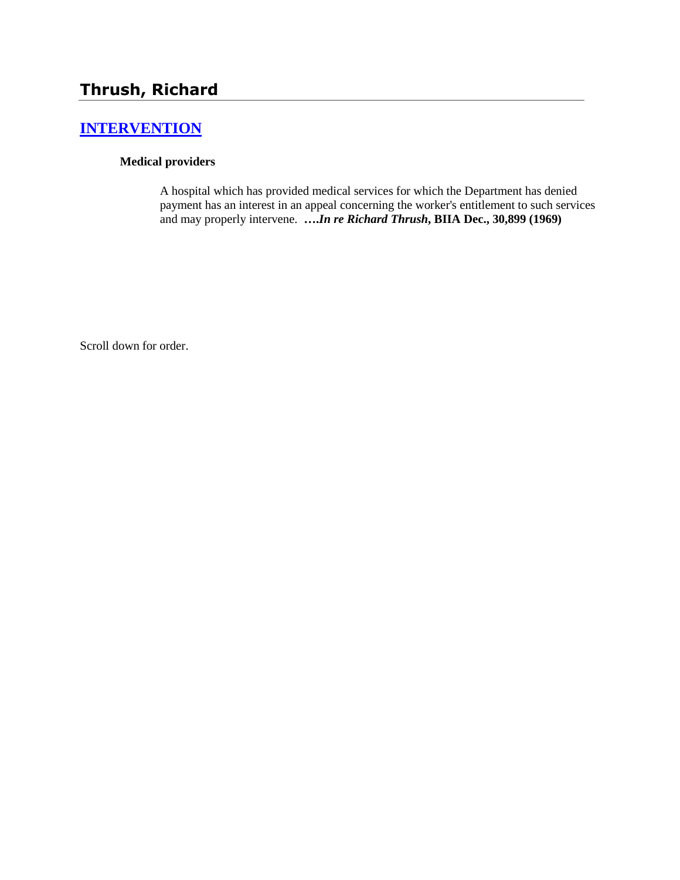# Thrush, Richard

## INTERVENTION

### Medical providers

A hospital which has provided medical services for which the Department has denied payment has an interest in an appeal concerning the worker's entitlement to such services and may properly intervene. **….*In re Richard Thrush*, BIIA Dec., 30,899 (1969)**

Scroll down for order.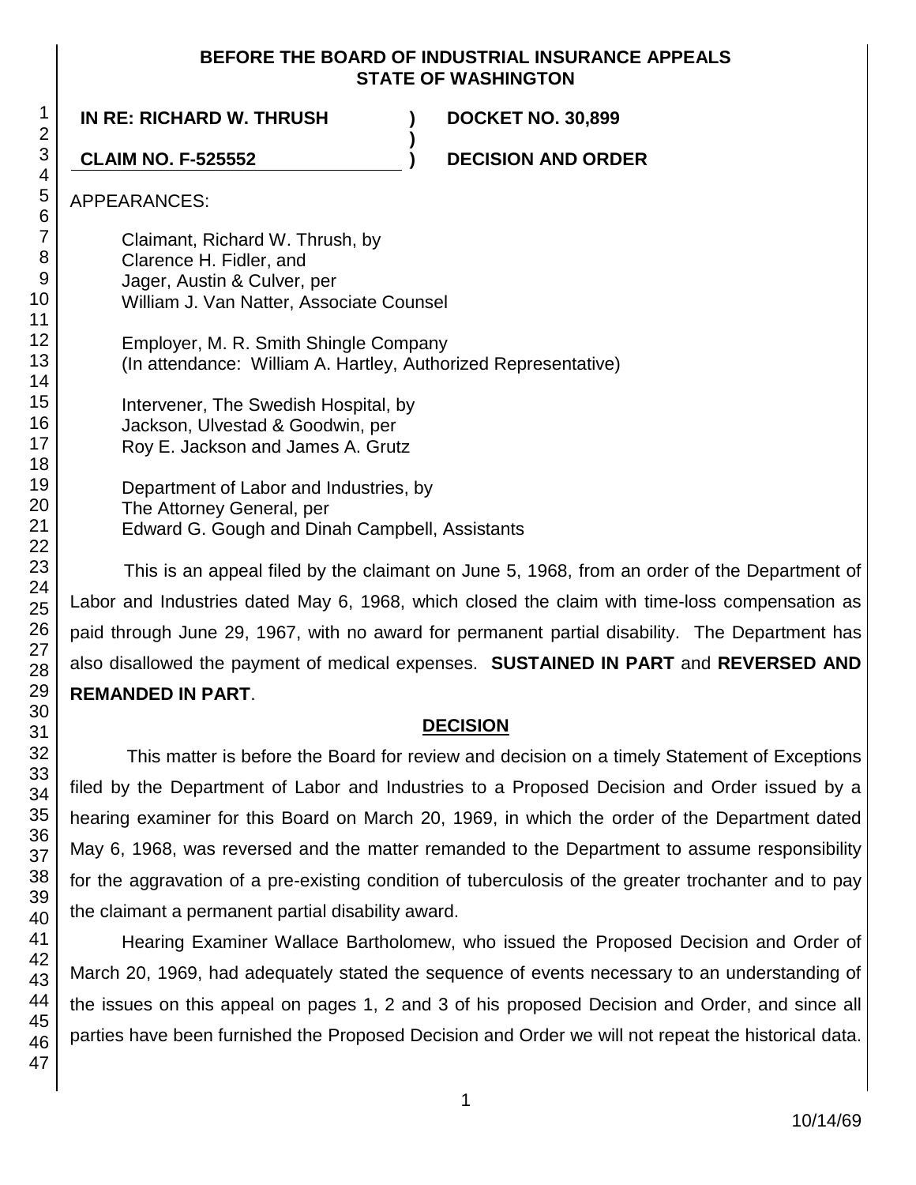**BEFORE THE BOARD OF INDUSTRIAL INSURANCE APPEALS**
**STATE OF WASHINGTON**

**IN RE: RICHARD W. THRUSH** ) **DOCKET NO. 30,899**
)
**CLAIM NO. F-525552** ) **DECISION AND ORDER**

APPEARANCES:

Claimant, Richard W. Thrush, by
Clarence H. Fidler, and
Jager, Austin & Culver, per
William J. Van Natter, Associate Counsel

Employer, M. R. Smith Shingle Company
(In attendance: William A. Hartley, Authorized Representative)

Intervener, The Swedish Hospital, by
Jackson, Ulvestad & Goodwin, per
Roy E. Jackson and James A. Grutz

Department of Labor and Industries, by
The Attorney General, per
Edward G. Gough and Dinah Campbell, Assistants

This is an appeal filed by the claimant on June 5, 1968, from an order of the Department of Labor and Industries dated May 6, 1968, which closed the claim with time-loss compensation as paid through June 29, 1967, with no award for permanent partial disability. The Department has also disallowed the payment of medical expenses. **SUSTAINED IN PART** and **REVERSED AND REMANDED IN PART**.

## DECISION

This matter is before the Board for review and decision on a timely Statement of Exceptions filed by the Department of Labor and Industries to a Proposed Decision and Order issued by a hearing examiner for this Board on March 20, 1969, in which the order of the Department dated May 6, 1968, was reversed and the matter remanded to the Department to assume responsibility for the aggravation of a pre-existing condition of tuberculosis of the greater trochanter and to pay the claimant a permanent partial disability award.

Hearing Examiner Wallace Bartholomew, who issued the Proposed Decision and Order of March 20, 1969, had adequately stated the sequence of events necessary to an understanding of the issues on this appeal on pages 1, 2 and 3 of his proposed Decision and Order, and since all parties have been furnished the Proposed Decision and Order we will not repeat the historical data.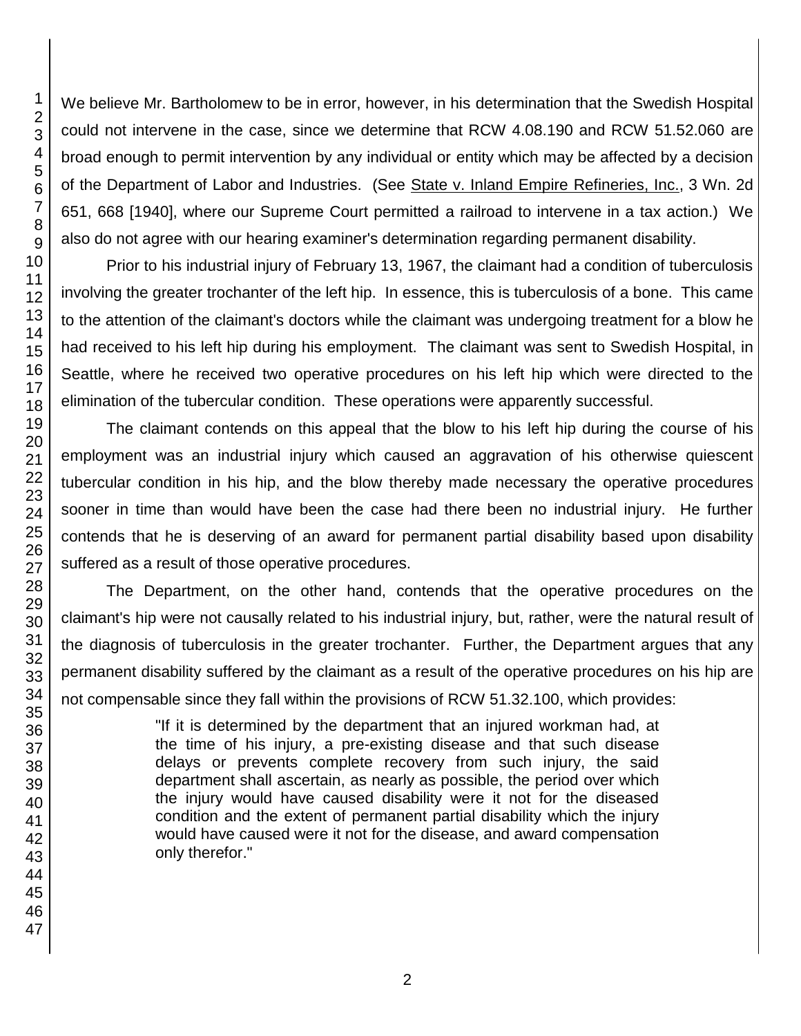We believe Mr. Bartholomew to be in error, however, in his determination that the Swedish Hospital could not intervene in the case, since we determine that RCW 4.08.190 and RCW 51.52.060 are broad enough to permit intervention by any individual or entity which may be affected by a decision of the Department of Labor and Industries. (See State v. Inland Empire Refineries, Inc., 3 Wn. 2d 651, 668 [1940], where our Supreme Court permitted a railroad to intervene in a tax action.) We also do not agree with our hearing examiner's determination regarding permanent disability.

Prior to his industrial injury of February 13, 1967, the claimant had a condition of tuberculosis involving the greater trochanter of the left hip. In essence, this is tuberculosis of a bone. This came to the attention of the claimant's doctors while the claimant was undergoing treatment for a blow he had received to his left hip during his employment. The claimant was sent to Swedish Hospital, in Seattle, where he received two operative procedures on his left hip which were directed to the elimination of the tubercular condition. These operations were apparently successful.

The claimant contends on this appeal that the blow to his left hip during the course of his employment was an industrial injury which caused an aggravation of his otherwise quiescent tubercular condition in his hip, and the blow thereby made necessary the operative procedures sooner in time than would have been the case had there been no industrial injury. He further contends that he is deserving of an award for permanent partial disability based upon disability suffered as a result of those operative procedures.

The Department, on the other hand, contends that the operative procedures on the claimant's hip were not causally related to his industrial injury, but, rather, were the natural result of the diagnosis of tuberculosis in the greater trochanter. Further, the Department argues that any permanent disability suffered by the claimant as a result of the operative procedures on his hip are not compensable since they fall within the provisions of RCW 51.32.100, which provides:

> "If it is determined by the department that an injured workman had, at the time of his injury, a pre-existing disease and that such disease delays or prevents complete recovery from such injury, the said department shall ascertain, as nearly as possible, the period over which the injury would have caused disability were it not for the diseased condition and the extent of permanent partial disability which the injury would have caused were it not for the disease, and award compensation only therefor."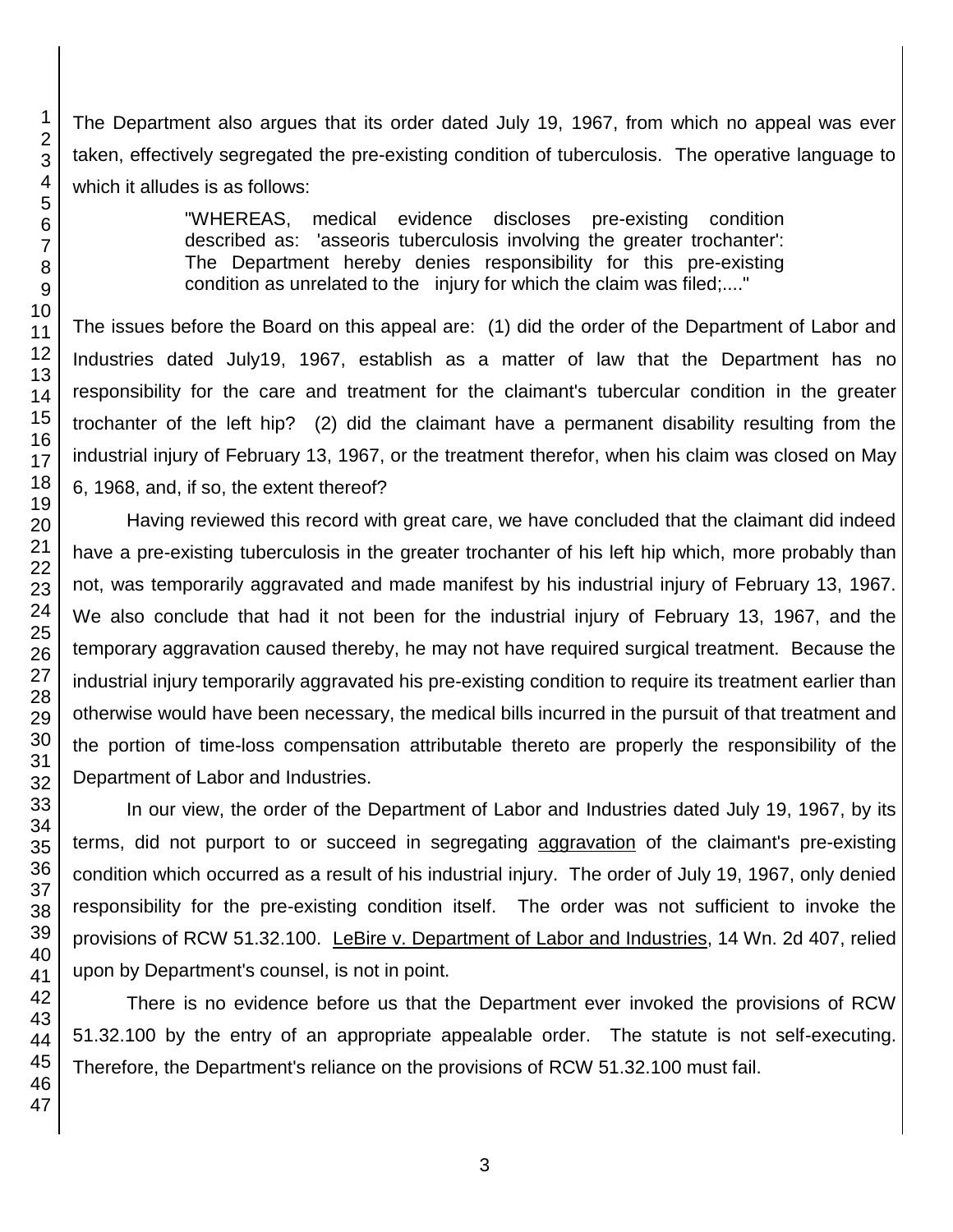The Department also argues that its order dated July 19, 1967, from which no appeal was ever taken, effectively segregated the pre-existing condition of tuberculosis. The operative language to which it alludes is as follows:

> "WHEREAS, medical evidence discloses pre-existing condition described as: 'asseoris tuberculosis involving the greater trochanter': The Department hereby denies responsibility for this pre-existing condition as unrelated to the injury for which the claim was filed;...."

The issues before the Board on this appeal are: (1) did the order of the Department of Labor and Industries dated July19, 1967, establish as a matter of law that the Department has no responsibility for the care and treatment for the claimant's tubercular condition in the greater trochanter of the left hip? (2) did the claimant have a permanent disability resulting from the industrial injury of February 13, 1967, or the treatment therefor, when his claim was closed on May 6, 1968, and, if so, the extent thereof?

Having reviewed this record with great care, we have concluded that the claimant did indeed have a pre-existing tuberculosis in the greater trochanter of his left hip which, more probably than not, was temporarily aggravated and made manifest by his industrial injury of February 13, 1967. We also conclude that had it not been for the industrial injury of February 13, 1967, and the temporary aggravation caused thereby, he may not have required surgical treatment. Because the industrial injury temporarily aggravated his pre-existing condition to require its treatment earlier than otherwise would have been necessary, the medical bills incurred in the pursuit of that treatment and the portion of time-loss compensation attributable thereto are properly the responsibility of the Department of Labor and Industries.

In our view, the order of the Department of Labor and Industries dated July 19, 1967, by its terms, did not purport to or succeed in segregating aggravation of the claimant's pre-existing condition which occurred as a result of his industrial injury. The order of July 19, 1967, only denied responsibility for the pre-existing condition itself. The order was not sufficient to invoke the provisions of RCW 51.32.100. LeBire v. Department of Labor and Industries, 14 Wn. 2d 407, relied upon by Department's counsel, is not in point.

There is no evidence before us that the Department ever invoked the provisions of RCW 51.32.100 by the entry of an appropriate appealable order. The statute is not self-executing. Therefore, the Department's reliance on the provisions of RCW 51.32.100 must fail.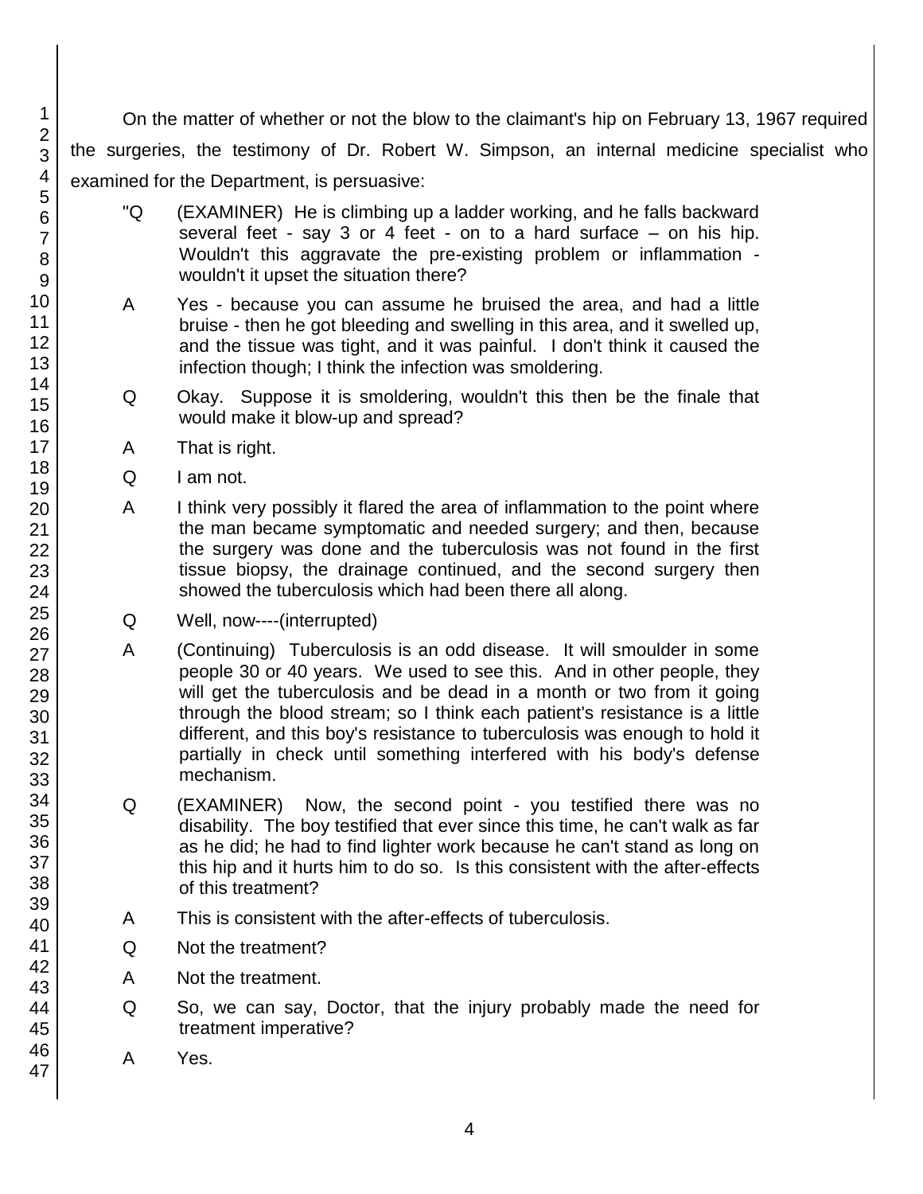On the matter of whether or not the blow to the claimant's hip on February 13, 1967 required the surgeries, the testimony of Dr. Robert W. Simpson, an internal medicine specialist who examined for the Department, is persuasive:

> "Q (EXAMINER) He is climbing up a ladder working, and he falls backward several feet - say 3 or 4 feet - on to a hard surface – on his hip. Wouldn't this aggravate the pre-existing problem or inflammation - wouldn't it upset the situation there?
>
> A Yes - because you can assume he bruised the area, and had a little bruise - then he got bleeding and swelling in this area, and it swelled up, and the tissue was tight, and it was painful. I don't think it caused the infection though; I think the infection was smoldering.
>
> Q Okay. Suppose it is smoldering, wouldn't this then be the finale that would make it blow-up and spread?
>
> A That is right.
>
> Q I am not.
>
> A I think very possibly it flared the area of inflammation to the point where the man became symptomatic and needed surgery; and then, because the surgery was done and the tuberculosis was not found in the first tissue biopsy, the drainage continued, and the second surgery then showed the tuberculosis which had been there all along.
>
> Q Well, now----(interrupted)
>
> A (Continuing) Tuberculosis is an odd disease. It will smoulder in some people 30 or 40 years. We used to see this. And in other people, they will get the tuberculosis and be dead in a month or two from it going through the blood stream; so I think each patient's resistance is a little different, and this boy's resistance to tuberculosis was enough to hold it partially in check until something interfered with his body's defense mechanism.
>
> Q (EXAMINER) Now, the second point - you testified there was no disability. The boy testified that ever since this time, he can't walk as far as he did; he had to find lighter work because he can't stand as long on this hip and it hurts him to do so. Is this consistent with the after-effects of this treatment?
>
> A This is consistent with the after-effects of tuberculosis.
>
> Q Not the treatment?
>
> A Not the treatment.
>
> Q So, we can say, Doctor, that the injury probably made the need for treatment imperative?
>
> A Yes.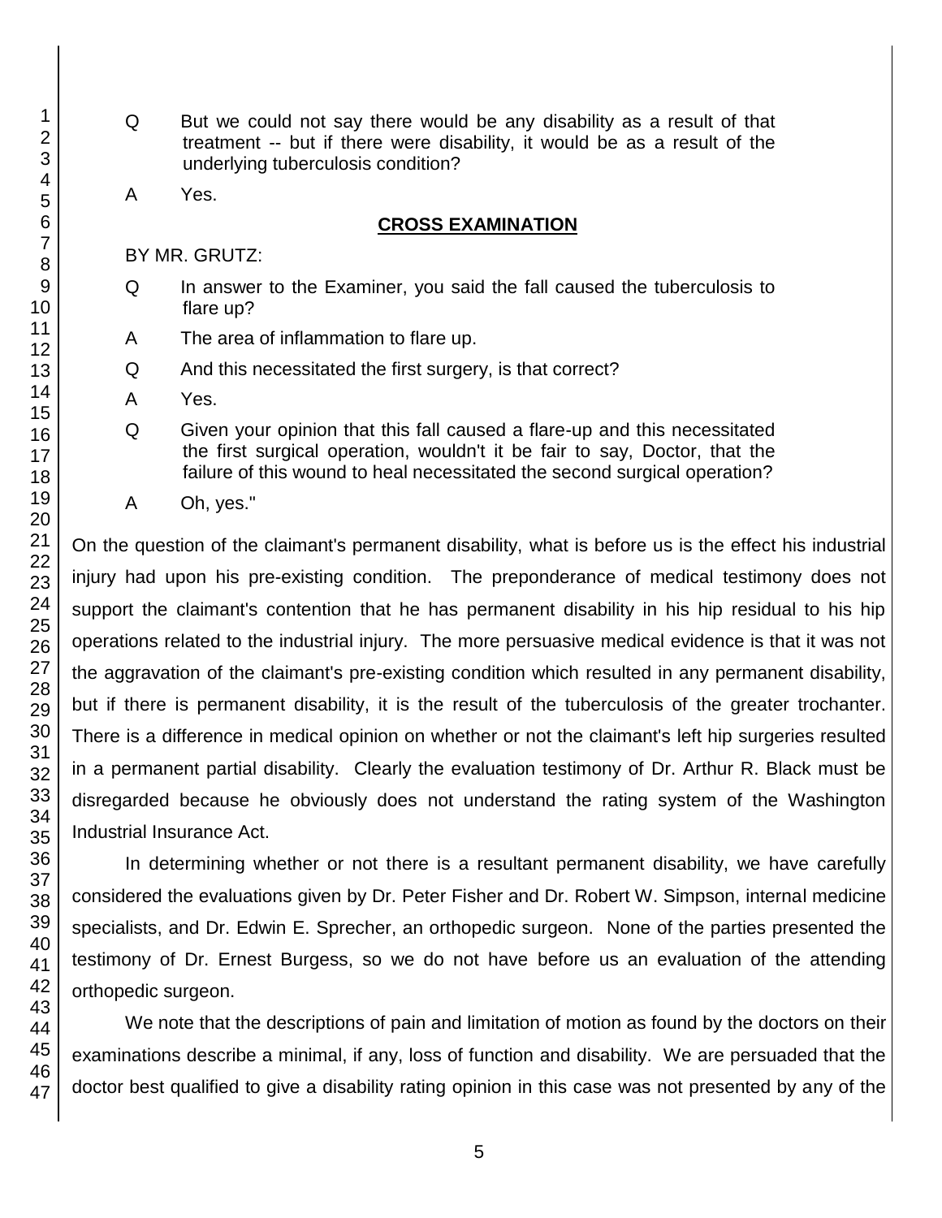Q But we could not say there would be any disability as a result of that treatment -- but if there were disability, it would be as a result of the underlying tuberculosis condition?

A Yes.

**CROSS EXAMINATION**

BY MR. GRUTZ:

Q In answer to the Examiner, you said the fall caused the tuberculosis to flare up?

A The area of inflammation to flare up.

Q And this necessitated the first surgery, is that correct?

A Yes.

Q Given your opinion that this fall caused a flare-up and this necessitated the first surgical operation, wouldn't it be fair to say, Doctor, that the failure of this wound to heal necessitated the second surgical operation?

A Oh, yes."

On the question of the claimant's permanent disability, what is before us is the effect his industrial injury had upon his pre-existing condition. The preponderance of medical testimony does not support the claimant's contention that he has permanent disability in his hip residual to his hip operations related to the industrial injury. The more persuasive medical evidence is that it was not the aggravation of the claimant's pre-existing condition which resulted in any permanent disability, but if there is permanent disability, it is the result of the tuberculosis of the greater trochanter. There is a difference in medical opinion on whether or not the claimant's left hip surgeries resulted in a permanent partial disability. Clearly the evaluation testimony of Dr. Arthur R. Black must be disregarded because he obviously does not understand the rating system of the Washington Industrial Insurance Act.

In determining whether or not there is a resultant permanent disability, we have carefully considered the evaluations given by Dr. Peter Fisher and Dr. Robert W. Simpson, internal medicine specialists, and Dr. Edwin E. Sprecher, an orthopedic surgeon. None of the parties presented the testimony of Dr. Ernest Burgess, so we do not have before us an evaluation of the attending orthopedic surgeon.

We note that the descriptions of pain and limitation of motion as found by the doctors on their examinations describe a minimal, if any, loss of function and disability. We are persuaded that the doctor best qualified to give a disability rating opinion in this case was not presented by any of the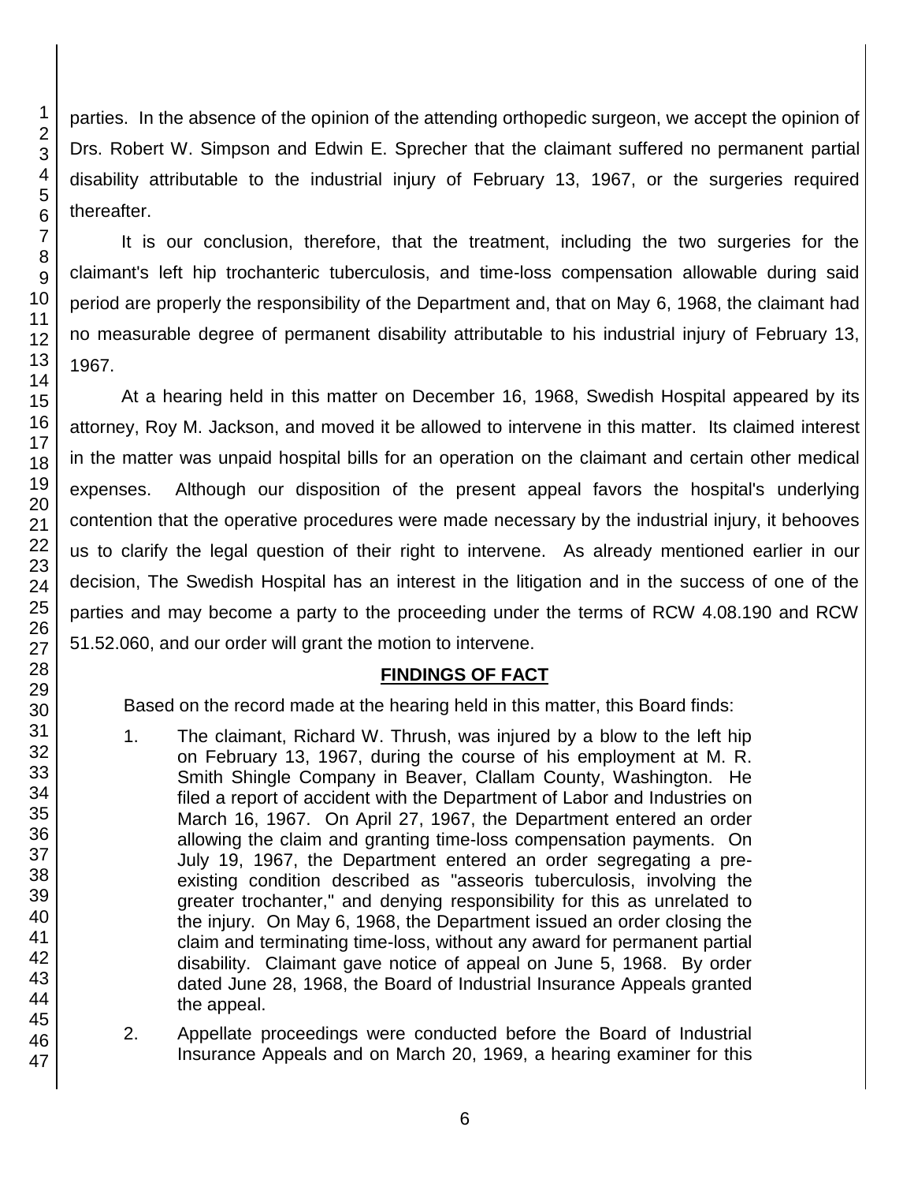parties. In the absence of the opinion of the attending orthopedic surgeon, we accept the opinion of Drs. Robert W. Simpson and Edwin E. Sprecher that the claimant suffered no permanent partial disability attributable to the industrial injury of February 13, 1967, or the surgeries required thereafter.

It is our conclusion, therefore, that the treatment, including the two surgeries for the claimant's left hip trochanteric tuberculosis, and time-loss compensation allowable during said period are properly the responsibility of the Department and, that on May 6, 1968, the claimant had no measurable degree of permanent disability attributable to his industrial injury of February 13, 1967.

At a hearing held in this matter on December 16, 1968, Swedish Hospital appeared by its attorney, Roy M. Jackson, and moved it be allowed to intervene in this matter. Its claimed interest in the matter was unpaid hospital bills for an operation on the claimant and certain other medical expenses. Although our disposition of the present appeal favors the hospital's underlying contention that the operative procedures were made necessary by the industrial injury, it behooves us to clarify the legal question of their right to intervene. As already mentioned earlier in our decision, The Swedish Hospital has an interest in the litigation and in the success of one of the parties and may become a party to the proceeding under the terms of RCW 4.08.190 and RCW 51.52.060, and our order will grant the motion to intervene.

## FINDINGS OF FACT

Based on the record made at the hearing held in this matter, this Board finds:

1. The claimant, Richard W. Thrush, was injured by a blow to the left hip on February 13, 1967, during the course of his employment at M. R. Smith Shingle Company in Beaver, Clallam County, Washington. He filed a report of accident with the Department of Labor and Industries on March 16, 1967. On April 27, 1967, the Department entered an order allowing the claim and granting time-loss compensation payments. On July 19, 1967, the Department entered an order segregating a pre-existing condition described as "asseoris tuberculosis, involving the greater trochanter," and denying responsibility for this as unrelated to the injury. On May 6, 1968, the Department issued an order closing the claim and terminating time-loss, without any award for permanent partial disability. Claimant gave notice of appeal on June 5, 1968. By order dated June 28, 1968, the Board of Industrial Insurance Appeals granted the appeal.

2. Appellate proceedings were conducted before the Board of Industrial Insurance Appeals and on March 20, 1969, a hearing examiner for this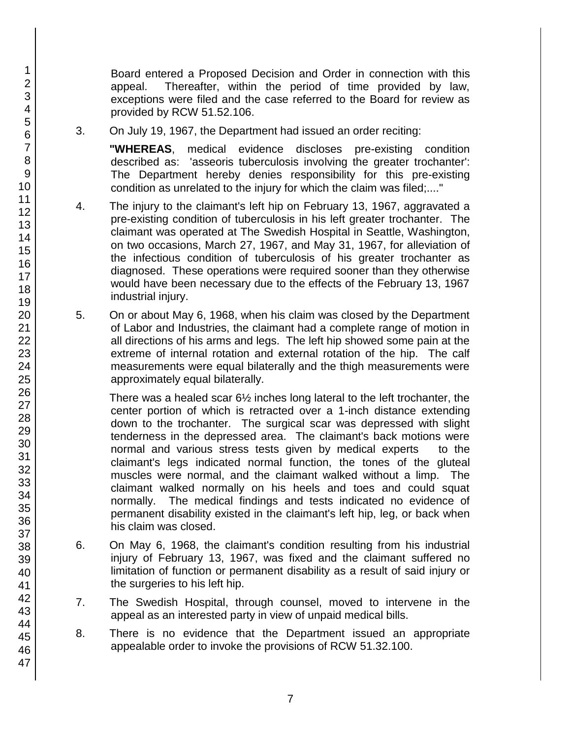Board entered a Proposed Decision and Order in connection with this appeal. Thereafter, within the period of time provided by law, exceptions were filed and the case referred to the Board for review as provided by RCW 51.52.106.

3. On July 19, 1967, the Department had issued an order reciting:

   **"WHEREAS**, medical evidence discloses pre-existing condition described as: 'asseoris tuberculosis involving the greater trochanter': The Department hereby denies responsibility for this pre-existing condition as unrelated to the injury for which the claim was filed;...."

4. The injury to the claimant's left hip on February 13, 1967, aggravated a pre-existing condition of tuberculosis in his left greater trochanter. The claimant was operated at The Swedish Hospital in Seattle, Washington, on two occasions, March 27, 1967, and May 31, 1967, for alleviation of the infectious condition of tuberculosis of his greater trochanter as diagnosed. These operations were required sooner than they otherwise would have been necessary due to the effects of the February 13, 1967 industrial injury.

5. On or about May 6, 1968, when his claim was closed by the Department of Labor and Industries, the claimant had a complete range of motion in all directions of his arms and legs. The left hip showed some pain at the extreme of internal rotation and external rotation of the hip. The calf measurements were equal bilaterally and the thigh measurements were approximately equal bilaterally.

   There was a healed scar 6½ inches long lateral to the left trochanter, the center portion of which is retracted over a 1-inch distance extending down to the trochanter. The surgical scar was depressed with slight tenderness in the depressed area. The claimant's back motions were normal and various stress tests given by medical experts to the claimant's legs indicated normal function, the tones of the gluteal muscles were normal, and the claimant walked without a limp. The claimant walked normally on his heels and toes and could squat normally. The medical findings and tests indicated no evidence of permanent disability existed in the claimant's left hip, leg, or back when his claim was closed.

6. On May 6, 1968, the claimant's condition resulting from his industrial injury of February 13, 1967, was fixed and the claimant suffered no limitation of function or permanent disability as a result of said injury or the surgeries to his left hip.

7. The Swedish Hospital, through counsel, moved to intervene in the appeal as an interested party in view of unpaid medical bills.

8. There is no evidence that the Department issued an appropriate appealable order to invoke the provisions of RCW 51.32.100.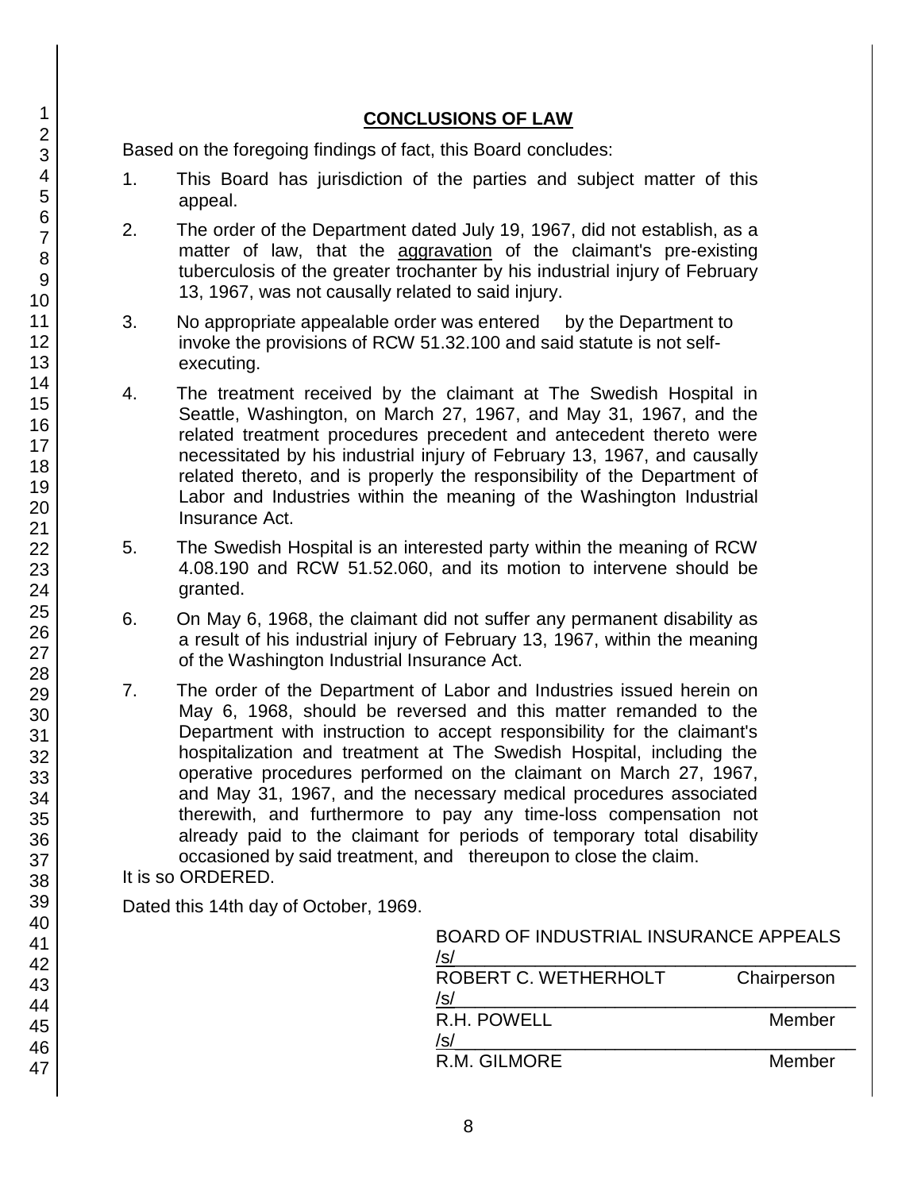## CONCLUSIONS OF LAW

Based on the foregoing findings of fact, this Board concludes:

1. This Board has jurisdiction of the parties and subject matter of this appeal.
2. The order of the Department dated July 19, 1967, did not establish, as a matter of law, that the aggravation of the claimant's pre-existing tuberculosis of the greater trochanter by his industrial injury of February 13, 1967, was not causally related to said injury.
3. No appropriate appealable order was entered by the Department to invoke the provisions of RCW 51.32.100 and said statute is not self-executing.
4. The treatment received by the claimant at The Swedish Hospital in Seattle, Washington, on March 27, 1967, and May 31, 1967, and the related treatment procedures precedent and antecedent thereto were necessitated by his industrial injury of February 13, 1967, and causally related thereto, and is properly the responsibility of the Department of Labor and Industries within the meaning of the Washington Industrial Insurance Act.
5. The Swedish Hospital is an interested party within the meaning of RCW 4.08.190 and RCW 51.52.060, and its motion to intervene should be granted.
6. On May 6, 1968, the claimant did not suffer any permanent disability as a result of his industrial injury of February 13, 1967, within the meaning of the Washington Industrial Insurance Act.
7. The order of the Department of Labor and Industries issued herein on May 6, 1968, should be reversed and this matter remanded to the Department with instruction to accept responsibility for the claimant's hospitalization and treatment at The Swedish Hospital, including the operative procedures performed on the claimant on March 27, 1967, and May 31, 1967, and the necessary medical procedures associated therewith, and furthermore to pay any time-loss compensation not already paid to the claimant for periods of temporary total disability occasioned by said treatment, and thereupon to close the claim.

It is so ORDERED.

Dated this 14th day of October, 1969.

BOARD OF INDUSTRIAL INSURANCE APPEALS

/s/
ROBERT C. WETHERHOLT Chairperson

/s/
R.H. POWELL Member

/s/
R.M. GILMORE Member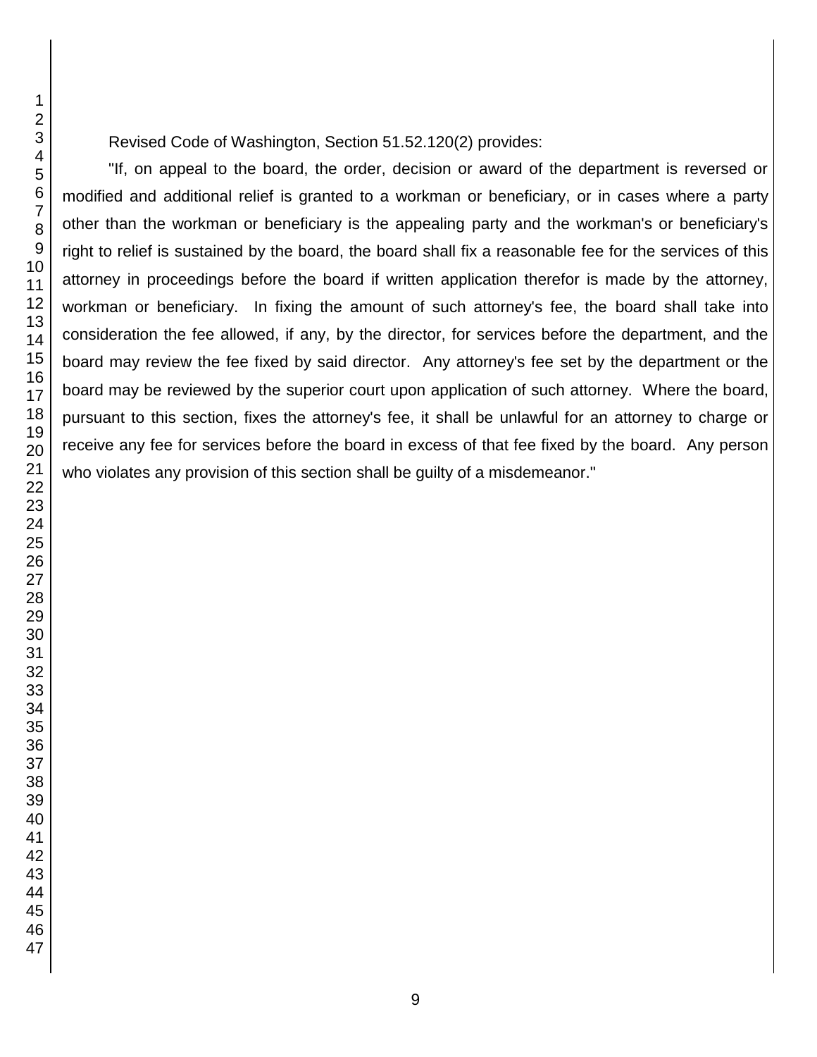Revised Code of Washington, Section 51.52.120(2) provides:

"If, on appeal to the board, the order, decision or award of the department is reversed or modified and additional relief is granted to a workman or beneficiary, or in cases where a party other than the workman or beneficiary is the appealing party and the workman's or beneficiary's right to relief is sustained by the board, the board shall fix a reasonable fee for the services of this attorney in proceedings before the board if written application therefor is made by the attorney, workman or beneficiary. In fixing the amount of such attorney's fee, the board shall take into consideration the fee allowed, if any, by the director, for services before the department, and the board may review the fee fixed by said director. Any attorney's fee set by the department or the board may be reviewed by the superior court upon application of such attorney. Where the board, pursuant to this section, fixes the attorney's fee, it shall be unlawful for an attorney to charge or receive any fee for services before the board in excess of that fee fixed by the board. Any person who violates any provision of this section shall be guilty of a misdemeanor."